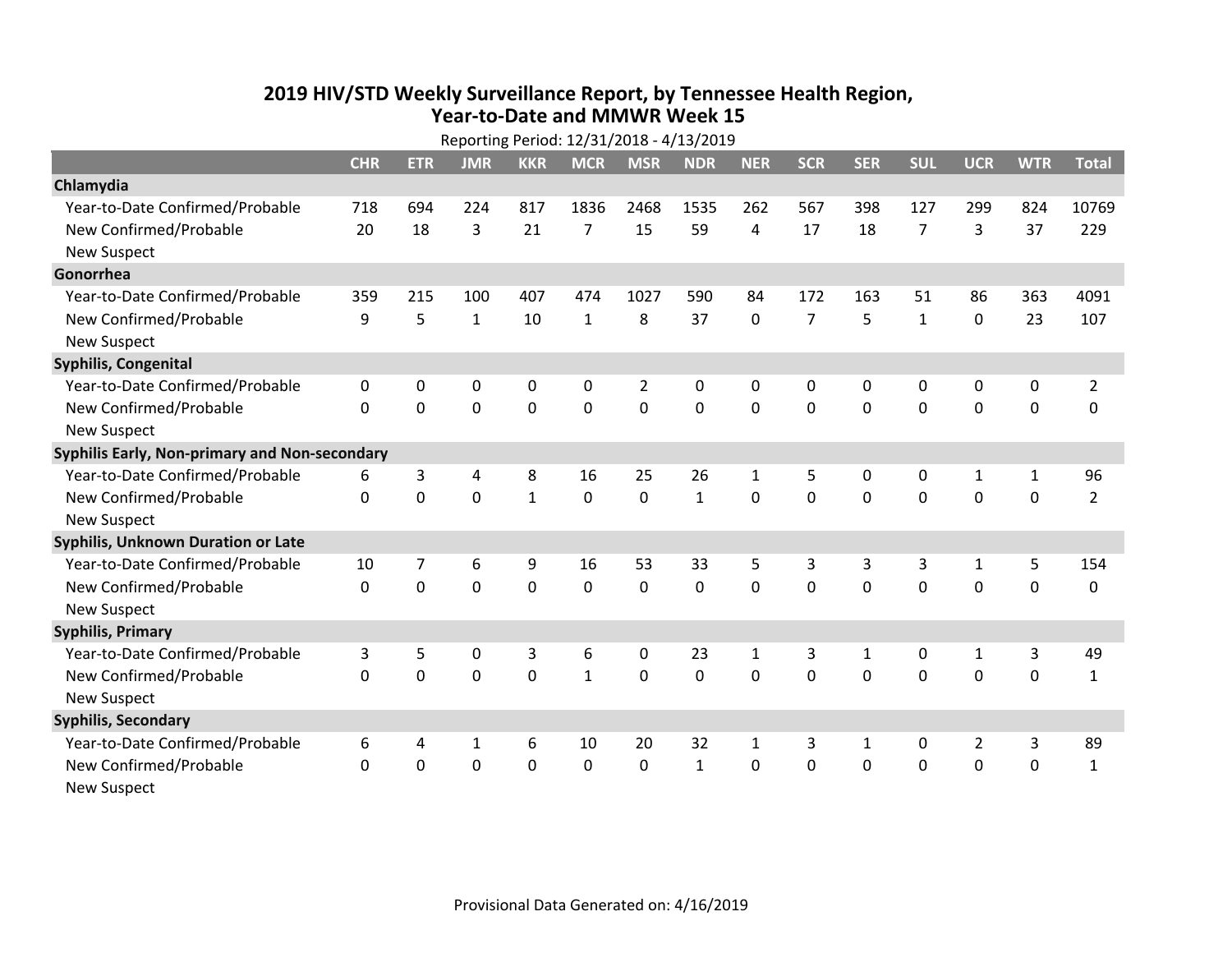# 2019 HIV/STD Weekly Surveillance Report, by Tennessee Health Region, Year-to-Date and MMWR Week 15

Reporting Period: 12/31/2018 - 4/13/2019

| | CHR | ETR | JMR | KKR | MCR | MSR | NDR | NER | SCR | SER | SUL | UCR | WTR | Total |
|---|---|---|---|---|---|---|---|---|---|---|---|---|---|---|
| **Chlamydia** | | | | | | | | | | | | | | |
| Year-to-Date Confirmed/Probable | 718 | 694 | 224 | 817 | 1836 | 2468 | 1535 | 262 | 567 | 398 | 127 | 299 | 824 | 10769 |
| New Confirmed/Probable | 20 | 18 | 3 | 21 | 7 | 15 | 59 | 4 | 17 | 18 | 7 | 3 | 37 | 229 |
| New Suspect | | | | | | | | | | | | | | |
| **Gonorrhea** | | | | | | | | | | | | | | |
| Year-to-Date Confirmed/Probable | 359 | 215 | 100 | 407 | 474 | 1027 | 590 | 84 | 172 | 163 | 51 | 86 | 363 | 4091 |
| New Confirmed/Probable | 9 | 5 | 1 | 10 | 1 | 8 | 37 | 0 | 7 | 5 | 1 | 0 | 23 | 107 |
| New Suspect | | | | | | | | | | | | | | |
| **Syphilis, Congenital** | | | | | | | | | | | | | | |
| Year-to-Date Confirmed/Probable | 0 | 0 | 0 | 0 | 0 | 2 | 0 | 0 | 0 | 0 | 0 | 0 | 0 | 2 |
| New Confirmed/Probable | 0 | 0 | 0 | 0 | 0 | 0 | 0 | 0 | 0 | 0 | 0 | 0 | 0 | 0 |
| New Suspect | | | | | | | | | | | | | | |
| **Syphilis Early, Non-primary and Non-secondary** | | | | | | | | | | | | | | |
| Year-to-Date Confirmed/Probable | 6 | 3 | 4 | 8 | 16 | 25 | 26 | 1 | 5 | 0 | 0 | 1 | 1 | 96 |
| New Confirmed/Probable | 0 | 0 | 0 | 1 | 0 | 0 | 1 | 0 | 0 | 0 | 0 | 0 | 0 | 2 |
| New Suspect | | | | | | | | | | | | | | |
| **Syphilis, Unknown Duration or Late** | | | | | | | | | | | | | | |
| Year-to-Date Confirmed/Probable | 10 | 7 | 6 | 9 | 16 | 53 | 33 | 5 | 3 | 3 | 3 | 1 | 5 | 154 |
| New Confirmed/Probable | 0 | 0 | 0 | 0 | 0 | 0 | 0 | 0 | 0 | 0 | 0 | 0 | 0 | 0 |
| New Suspect | | | | | | | | | | | | | | |
| **Syphilis, Primary** | | | | | | | | | | | | | | |
| Year-to-Date Confirmed/Probable | 3 | 5 | 0 | 3 | 6 | 0 | 23 | 1 | 3 | 1 | 0 | 1 | 3 | 49 |
| New Confirmed/Probable | 0 | 0 | 0 | 0 | 1 | 0 | 0 | 0 | 0 | 0 | 0 | 0 | 0 | 1 |
| New Suspect | | | | | | | | | | | | | | |
| **Syphilis, Secondary** | | | | | | | | | | | | | | |
| Year-to-Date Confirmed/Probable | 6 | 4 | 1 | 6 | 10 | 20 | 32 | 1 | 3 | 1 | 0 | 2 | 3 | 89 |
| New Confirmed/Probable | 0 | 0 | 0 | 0 | 0 | 0 | 1 | 0 | 0 | 0 | 0 | 0 | 0 | 1 |
| New Suspect | | | | | | | | | | | | | | |

Provisional Data Generated on: 4/16/2019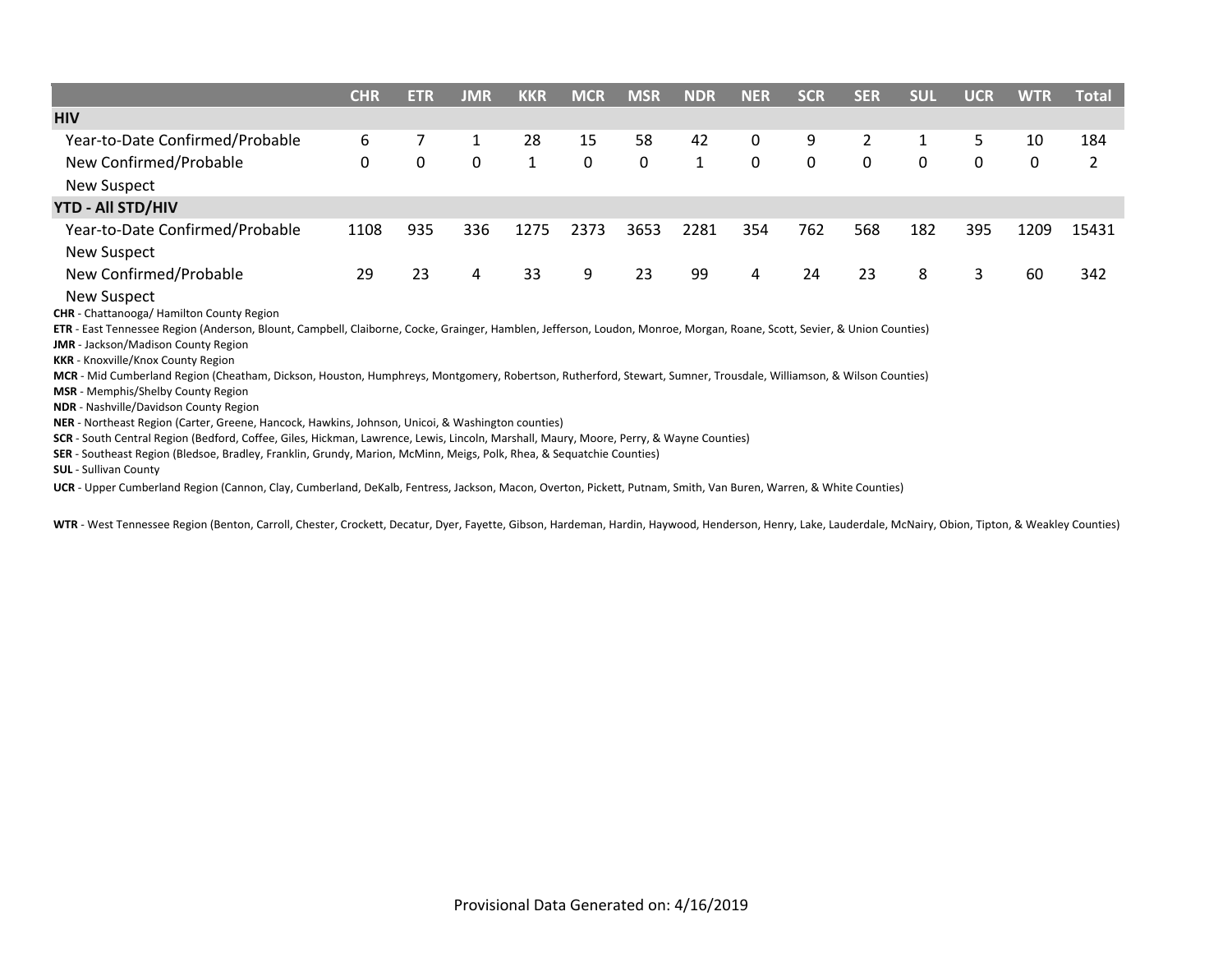| | CHR | ETR | JMR | KKR | MCR | MSR | NDR | NER | SCR | SER | SUL | UCR | WTR | Total |
|---|---|---|---|---|---|---|---|---|---|---|---|---|---|---|
| **HIV** | | | | | | | | | | | | | | |
| Year-to-Date Confirmed/Probable | 6 | 7 | 1 | 28 | 15 | 58 | 42 | 0 | 9 | 2 | 1 | 5 | 10 | 184 |
| New Confirmed/Probable | 0 | 0 | 0 | 1 | 0 | 0 | 1 | 0 | 0 | 0 | 0 | 0 | 0 | 2 |
| New Suspect | | | | | | | | | | | | | | |
| **YTD - All STD/HIV** | | | | | | | | | | | | | | |
| Year-to-Date Confirmed/Probable | 1108 | 935 | 336 | 1275 | 2373 | 3653 | 2281 | 354 | 762 | 568 | 182 | 395 | 1209 | 15431 |
| New Suspect | | | | | | | | | | | | | | |
| New Confirmed/Probable | 29 | 23 | 4 | 33 | 9 | 23 | 99 | 4 | 24 | 23 | 8 | 3 | 60 | 342 |
| New Suspect | | | | | | | | | | | | | | |

**CHR** - Chattanooga/ Hamilton County Region

**ETR** - East Tennessee Region (Anderson, Blount, Campbell, Claiborne, Cocke, Grainger, Hamblen, Jefferson, Loudon, Monroe, Morgan, Roane, Scott, Sevier, & Union Counties)

**JMR** - Jackson/Madison County Region

**KKR** - Knoxville/Knox County Region

**MCR** - Mid Cumberland Region (Cheatham, Dickson, Houston, Humphreys, Montgomery, Robertson, Rutherford, Stewart, Sumner, Trousdale, Williamson, & Wilson Counties)

**MSR** - Memphis/Shelby County Region

**NDR** - Nashville/Davidson County Region

**NER** - Northeast Region (Carter, Greene, Hancock, Hawkins, Johnson, Unicoi, & Washington counties)

**SCR** - South Central Region (Bedford, Coffee, Giles, Hickman, Lawrence, Lewis, Lincoln, Marshall, Maury, Moore, Perry, & Wayne Counties)

**SER** - Southeast Region (Bledsoe, Bradley, Franklin, Grundy, Marion, McMinn, Meigs, Polk, Rhea, & Sequatchie Counties)

**SUL** - Sullivan County

**UCR** - Upper Cumberland Region (Cannon, Clay, Cumberland, DeKalb, Fentress, Jackson, Macon, Overton, Pickett, Putnam, Smith, Van Buren, Warren, & White Counties)

**WTR** - West Tennessee Region (Benton, Carroll, Chester, Crockett, Decatur, Dyer, Fayette, Gibson, Hardeman, Hardin, Haywood, Henderson, Henry, Lake, Lauderdale, McNairy, Obion, Tipton, & Weakley Counties)

Provisional Data Generated on: 4/16/2019